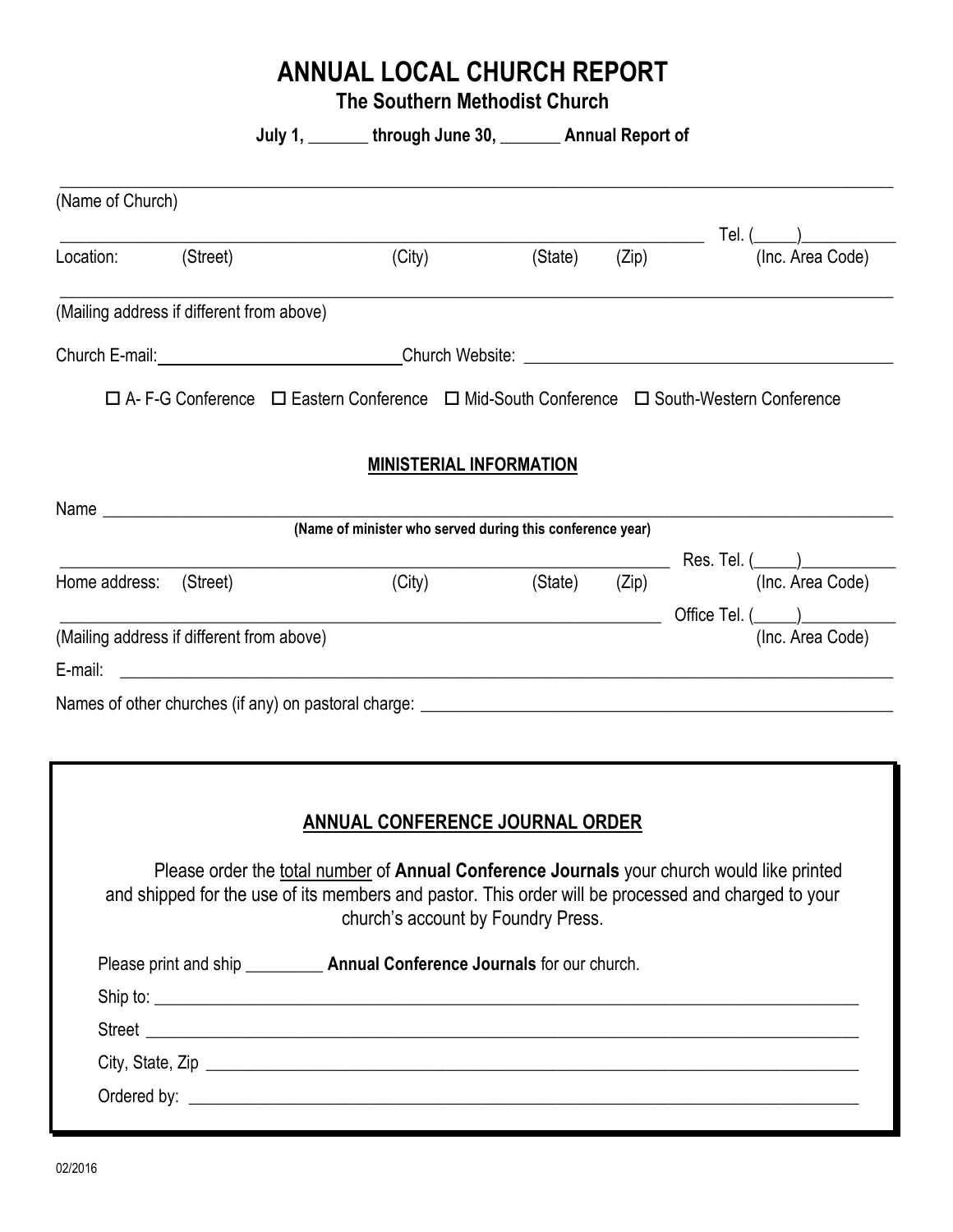# ANNUAL LOCAL CHURCH REPORT

## The Southern Methodist Church

**July 1, _______ through June 30, _______ Annual Report of**

_______________________________________________________________________________

(Name of Church)

_______________________________________________________________________ Tel. (_____)__________

Location: (Street) (City) (State) (Zip) (Inc. Area Code)

_______________________________________________________________________________

(Mailing address if different from above)

Church E-mail: ____________________________ Church Website: ___________________________________________

☐ A- F-G Conference ☐ Eastern Conference ☐ Mid-South Conference ☐ South-Western Conference

### MINISTERIAL INFORMATION

Name _______________________________________________________________________________

**(Name of minister who served during this conference year)**

_______________________________________________________________________ Res. Tel. (_____)__________

Home address: (Street) (City) (State) (Zip) (Inc. Area Code)

_______________________________________________________________________ Office Tel. (_____)__________

(Mailing address if different from above) (Inc. Area Code)

E-mail: _______________________________________________________________________________

Names of other churches (if any) on pastoral charge: _______________________________________________________

### ANNUAL CONFERENCE JOURNAL ORDER

Please order the total number of **Annual Conference Journals** your church would like printed and shipped for the use of its members and pastor. This order will be processed and charged to your church's account by Foundry Press.

Please print and ship _________ **Annual Conference Journals** for our church.

Ship to: _______________________________________________________________________________

Street _______________________________________________________________________________

City, State, Zip _______________________________________________________________________

Ordered by: ___________________________________________________________________________

02/2016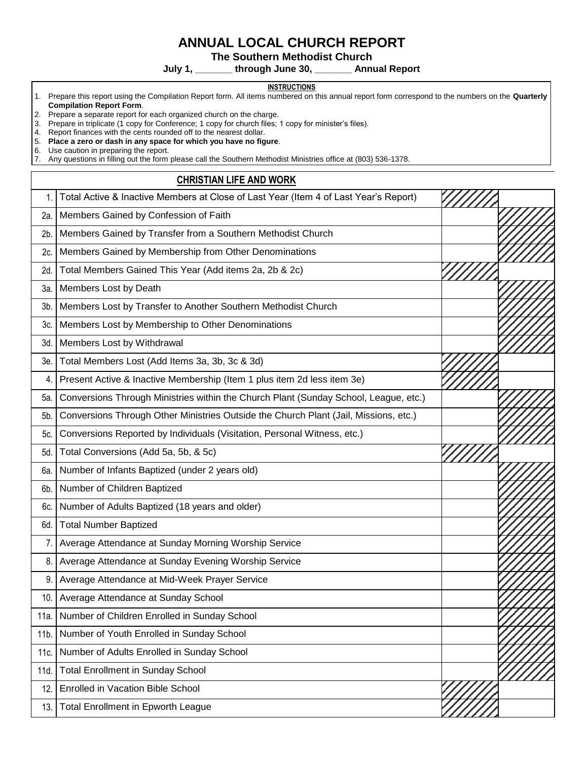# ANNUAL LOCAL CHURCH REPORT

**The Southern Methodist Church**

**July 1, _______ through June 30, _______ Annual Report**

**INSTRUCTIONS**

1. Prepare this report using the Compilation Report form. All items numbered on this annual report form correspond to the numbers on the **Quarterly Compilation Report Form**.
2. Prepare a separate report for each organized church on the charge.
3. Prepare in triplicate (1 copy for Conference; 1 copy for church files; 1 copy for minister's files).
4. Report finances with the cents rounded off to the nearest dollar.
5. **Place a zero or dash in any space for which you have no figure**.
6. Use caution in preparing the report.
7. Any questions in filling out the form please call the Southern Methodist Ministries office at (803) 536-1378.

## CHRISTIAN LIFE AND WORK

| | | | |
|---|---|---|---|
| 1. | Total Active & Inactive Members at Close of Last Year (Item 4 of Last Year's Report) | | |
| 2a. | Members Gained by Confession of Faith | | |
| 2b. | Members Gained by Transfer from a Southern Methodist Church | | |
| 2c. | Members Gained by Membership from Other Denominations | | |
| 2d. | Total Members Gained This Year (Add items 2a, 2b & 2c) | | |
| 3a. | Members Lost by Death | | |
| 3b. | Members Lost by Transfer to Another Southern Methodist Church | | |
| 3c. | Members Lost by Membership to Other Denominations | | |
| 3d. | Members Lost by Withdrawal | | |
| 3e. | Total Members Lost (Add Items 3a, 3b, 3c & 3d) | | |
| 4. | Present Active & Inactive Membership (Item 1 plus item 2d less item 3e) | | |
| 5a. | Conversions Through Ministries within the Church Plant (Sunday School, League, etc.) | | |
| 5b. | Conversions Through Other Ministries Outside the Church Plant (Jail, Missions, etc.) | | |
| 5c. | Conversions Reported by Individuals (Visitation, Personal Witness, etc.) | | |
| 5d. | Total Conversions (Add 5a, 5b, & 5c) | | |
| 6a. | Number of Infants Baptized (under 2 years old) | | |
| 6b. | Number of Children Baptized | | |
| 6c. | Number of Adults Baptized (18 years and older) | | |
| 6d. | Total Number Baptized | | |
| 7. | Average Attendance at Sunday Morning Worship Service | | |
| 8. | Average Attendance at Sunday Evening Worship Service | | |
| 9. | Average Attendance at Mid-Week Prayer Service | | |
| 10. | Average Attendance at Sunday School | | |
| 11a. | Number of Children Enrolled in Sunday School | | |
| 11b. | Number of Youth Enrolled in Sunday School | | |
| 11c. | Number of Adults Enrolled in Sunday School | | |
| 11d. | Total Enrollment in Sunday School | | |
| 12. | Enrolled in Vacation Bible School | | |
| 13. | Total Enrollment in Epworth League | | |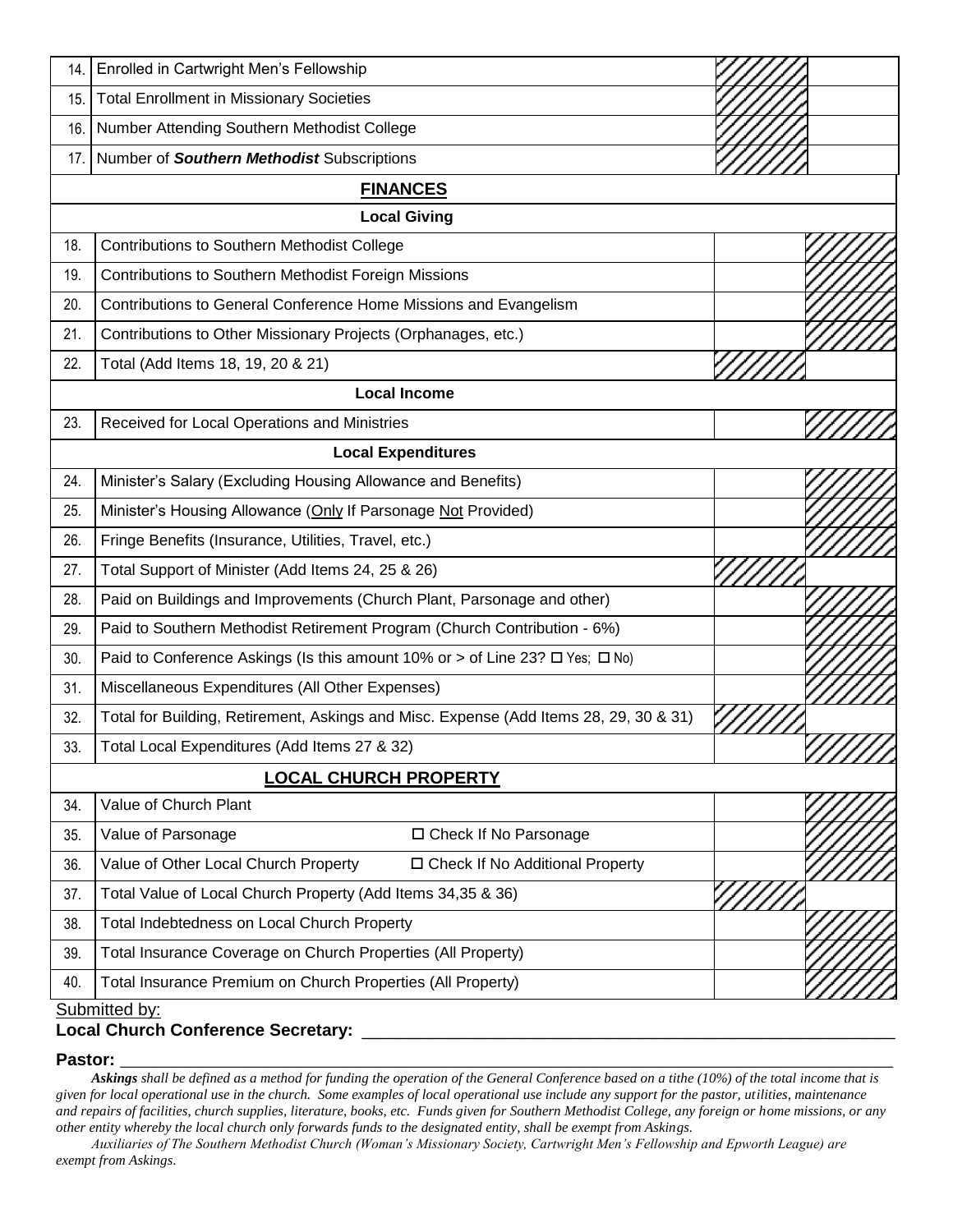| | | | |
|---|---|---|---|
| 14. | Enrolled in Cartwright Men's Fellowship | | |
| 15. | Total Enrollment in Missionary Societies | | |
| 16. | Number Attending Southern Methodist College | | |
| 17. | Number of ***Southern Methodist*** Subscriptions | | |

## FINANCES

### Local Giving

| | | | |
|---|---|---|---|
| 18. | Contributions to Southern Methodist College | | |
| 19. | Contributions to Southern Methodist Foreign Missions | | |
| 20. | Contributions to General Conference Home Missions and Evangelism | | |
| 21. | Contributions to Other Missionary Projects (Orphanages, etc.) | | |
| 22. | Total (Add Items 18, 19, 20 & 21) | | |

### Local Income

| | | | |
|---|---|---|---|
| 23. | Received for Local Operations and Ministries | | |

### Local Expenditures

| | | | |
|---|---|---|---|
| 24. | Minister's Salary (Excluding Housing Allowance and Benefits) | | |
| 25. | Minister's Housing Allowance (Only If Parsonage Not Provided) | | |
| 26. | Fringe Benefits (Insurance, Utilities, Travel, etc.) | | |
| 27. | Total Support of Minister (Add Items 24, 25 & 26) | | |
| 28. | Paid on Buildings and Improvements (Church Plant, Parsonage and other) | | |
| 29. | Paid to Southern Methodist Retirement Program (Church Contribution - 6%) | | |
| 30. | Paid to Conference Askings (Is this amount 10% or > of Line 23? ☐ Yes; ☐ No) | | |
| 31. | Miscellaneous Expenditures (All Other Expenses) | | |
| 32. | Total for Building, Retirement, Askings and Misc. Expense (Add Items 28, 29, 30 & 31) | | |
| 33. | Total Local Expenditures (Add Items 27 & 32) | | |

## LOCAL CHURCH PROPERTY

| | | | |
|---|---|---|---|
| 34. | Value of Church Plant | | |
| 35. | Value of Parsonage ☐ Check If No Parsonage | | |
| 36. | Value of Other Local Church Property ☐ Check If No Additional Property | | |
| 37. | Total Value of Local Church Property (Add Items 34,35 & 36) | | |
| 38. | Total Indebtedness on Local Church Property | | |
| 39. | Total Insurance Coverage on Church Properties (All Property) | | |
| 40. | Total Insurance Premium on Church Properties (All Property) | | |

Submitted by:

**Local Church Conference Secretary:** ______________________________________________

**Pastor:** ______________________________________________

***Askings*** *shall be defined as a method for funding the operation of the General Conference based on a tithe (10%) of the total income that is given for local operational use in the church. Some examples of local operational use include any support for the pastor, utilities, maintenance and repairs of facilities, church supplies, literature, books, etc. Funds given for Southern Methodist College, any foreign or home missions, or any other entity whereby the local church only forwards funds to the designated entity, shall be exempt from Askings.*

*Auxiliaries of The Southern Methodist Church (Woman's Missionary Society, Cartwright Men's Fellowship and Epworth League) are exempt from Askings.*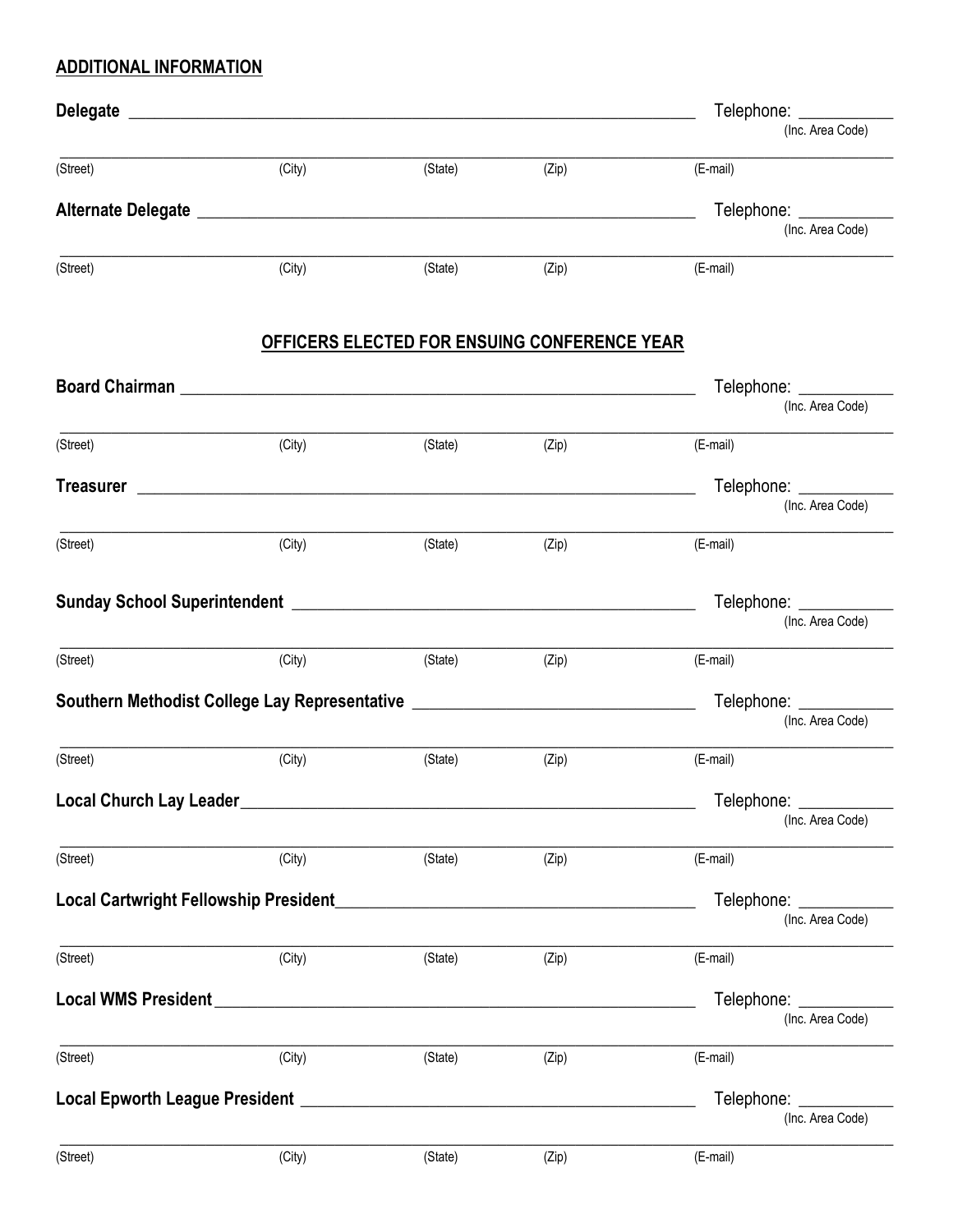## ADDITIONAL INFORMATION

**Delegate** ______________________________________________ Telephone: ___________
(Inc. Area Code)

(Street) (City) (State) (Zip) (E-mail)

**Alternate Delegate** ______________________________________________ Telephone: ___________
(Inc. Area Code)

(Street) (City) (State) (Zip) (E-mail)

## OFFICERS ELECTED FOR ENSUING CONFERENCE YEAR

**Board Chairman** ______________________________________________ Telephone: ___________
(Inc. Area Code)

(Street) (City) (State) (Zip) (E-mail)

**Treasurer** ______________________________________________ Telephone: ___________
(Inc. Area Code)

(Street) (City) (State) (Zip) (E-mail)

**Sunday School Superintendent** ______________________________________________ Telephone: ___________
(Inc. Area Code)

(Street) (City) (State) (Zip) (E-mail)

**Southern Methodist College Lay Representative** ______________________________ Telephone: ___________
(Inc. Area Code)

(Street) (City) (State) (Zip) (E-mail)

**Local Church Lay Leader** ______________________________________________ Telephone: ___________
(Inc. Area Code)

(Street) (City) (State) (Zip) (E-mail)

**Local Cartwright Fellowship President** ______________________________________ Telephone: ___________
(Inc. Area Code)

(Street) (City) (State) (Zip) (E-mail)

**Local WMS President** ______________________________________________ Telephone: ___________
(Inc. Area Code)

(Street) (City) (State) (Zip) (E-mail)

**Local Epworth League President** ______________________________________________ Telephone: ___________
(Inc. Area Code)

(Street) (City) (State) (Zip) (E-mail)